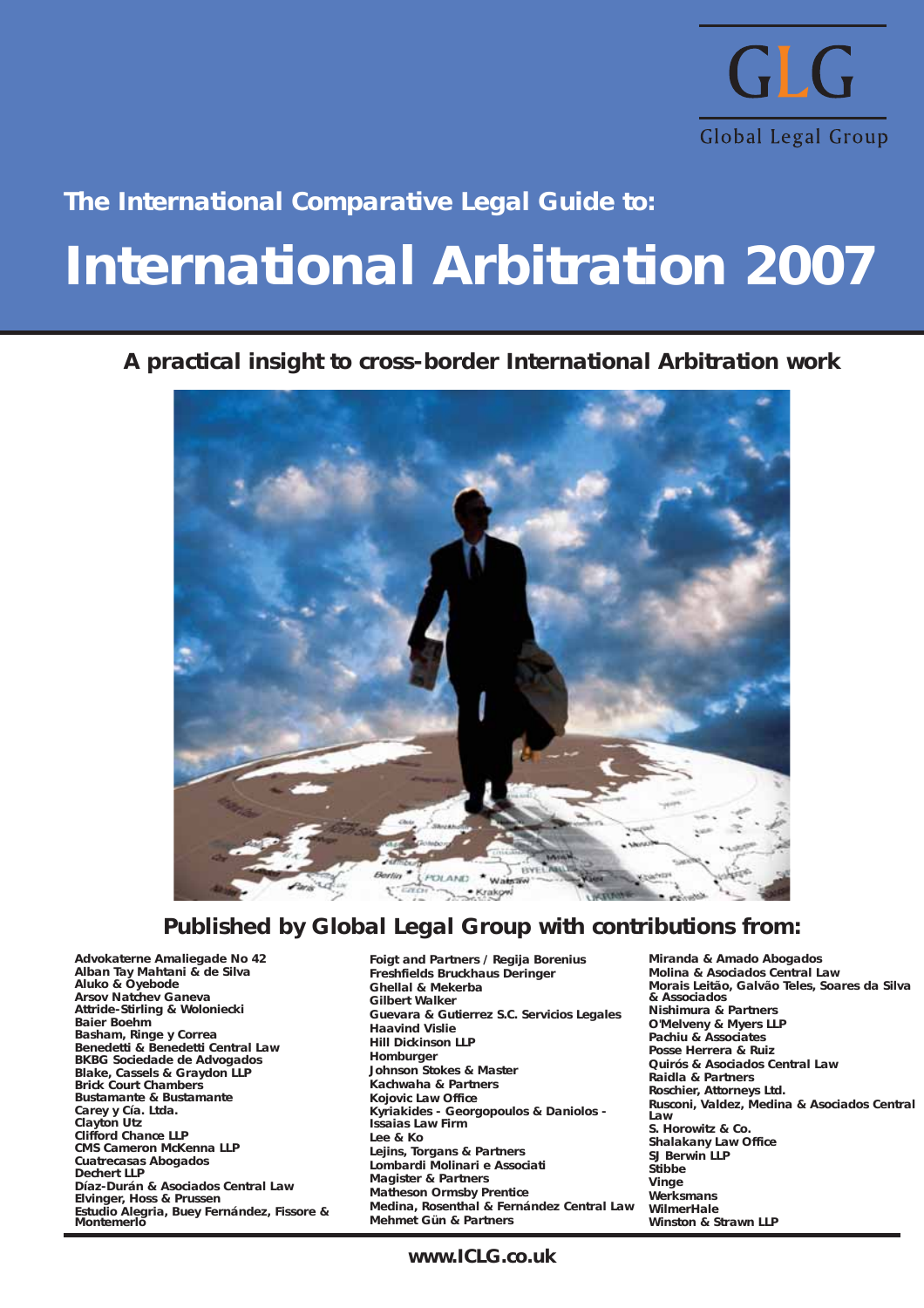GLG

Global Legal Group

The International Comparative Legal Guide to:

# International Arbitration 2007

### A practical insight to cross-border International Arbitration work

## Published by Global Legal Group with contributions from:

Advokaterne Amaliegade No 42
Alban Tay Mahtani & de Silva
Aluko & Oyebode
Arsov Natchev Ganeva
Attride-Stirling & Woloniecki
Baier Boehm
Basham, Ringe y Correa
Benedetti & Benedetti Central Law
BKBG Sociedade de Advogados
Blake, Cassels & Graydon LLP
Brick Court Chambers
Bustamante & Bustamante
Carey y Cía. Ltda.
Clayton Utz
Clifford Chance LLP
CMS Cameron McKenna LLP
Cuatrecasas Abogados
Dechert LLP
Díaz-Durán & Asociados Central Law
Elvinger, Hoss & Prussen
Estudio Alegria, Buey Fernández, Fissore & Montemerlo
Foigt and Partners / Regija Borenius
Freshfields Bruckhaus Deringer
Ghellal & Mekerba
Gilbert Walker
Guevara & Gutierrez S.C. Servicios Legales
Haavind Vislie
Hill Dickinson LLP
Homburger
Johnson Stokes & Master
Kachwaha & Partners
Kojovic Law Office
Kyriakides - Georgopoulos & Daniolos - Issaias Law Firm
Lee & Ko
Lejins, Torgans & Partners
Lombardi Molinari e Associati
Magister & Partners
Matheson Ormsby Prentice
Medina, Rosenthal & Fernández Central Law
Mehmet Gün & Partners
Miranda & Amado Abogados
Molina & Asociados Central Law
Morais Leitão, Galvão Teles, Soares da Silva & Associados
Nishimura & Partners
O'Melveny & Myers LLP
Pachiu & Associates
Posse Herrera & Ruiz
Quirós & Asociados Central Law
Raidla & Partners
Roschier, Attorneys Ltd.
Rusconi, Valdez, Medina & Asociados Central Law
S. Horowitz & Co.
Shalakany Law Office
SJ Berwin LLP
Stibbe
Vinge
Werksmans
WilmerHale
Winston & Strawn LLP

www.ICLG.co.uk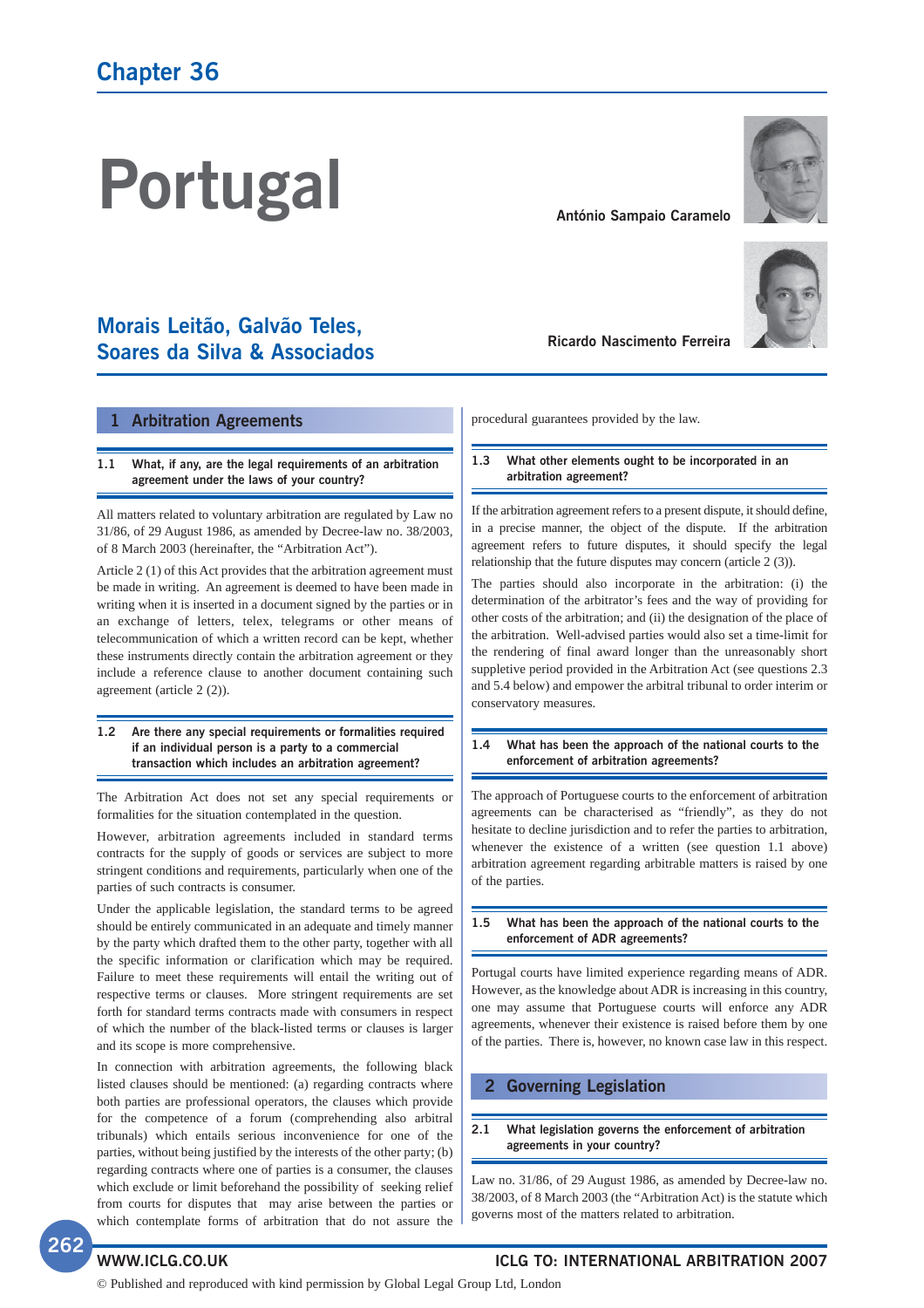# Chapter 36

# Portugal

António Sampaio Caramelo

Ricardo Nascimento Ferreira

## Morais Leitão, Galvão Teles, Soares da Silva & Associados

## 1 Arbitration Agreements

### 1.1 What, if any, are the legal requirements of an arbitration agreement under the laws of your country?

All matters related to voluntary arbitration are regulated by Law no 31/86, of 29 August 1986, as amended by Decree-law no. 38/2003, of 8 March 2003 (hereinafter, the "Arbitration Act").

Article 2 (1) of this Act provides that the arbitration agreement must be made in writing. An agreement is deemed to have been made in writing when it is inserted in a document signed by the parties or in an exchange of letters, telex, telegrams or other means of telecommunication of which a written record can be kept, whether these instruments directly contain the arbitration agreement or they include a reference clause to another document containing such agreement (article 2 (2)).

### 1.2 Are there any special requirements or formalities required if an individual person is a party to a commercial transaction which includes an arbitration agreement?

The Arbitration Act does not set any special requirements or formalities for the situation contemplated in the question.

However, arbitration agreements included in standard terms contracts for the supply of goods or services are subject to more stringent conditions and requirements, particularly when one of the parties of such contracts is consumer.

Under the applicable legislation, the standard terms to be agreed should be entirely communicated in an adequate and timely manner by the party which drafted them to the other party, together with all the specific information or clarification which may be required. Failure to meet these requirements will entail the writing out of respective terms or clauses. More stringent requirements are set forth for standard terms contracts made with consumers in respect of which the number of the black-listed terms or clauses is larger and its scope is more comprehensive.

In connection with arbitration agreements, the following black listed clauses should be mentioned: (a) regarding contracts where both parties are professional operators, the clauses which provide for the competence of a forum (comprehending also arbitral tribunals) which entails serious inconvenience for one of the parties, without being justified by the interests of the other party; (b) regarding contracts where one of parties is a consumer, the clauses which exclude or limit beforehand the possibility of seeking relief from courts for disputes that may arise between the parties or which contemplate forms of arbitration that do not assure the procedural guarantees provided by the law.

### 1.3 What other elements ought to be incorporated in an arbitration agreement?

If the arbitration agreement refers to a present dispute, it should define, in a precise manner, the object of the dispute. If the arbitration agreement refers to future disputes, it should specify the legal relationship that the future disputes may concern (article 2 (3)).

The parties should also incorporate in the arbitration: (i) the determination of the arbitrator's fees and the way of providing for other costs of the arbitration; and (ii) the designation of the place of the arbitration. Well-advised parties would also set a time-limit for the rendering of final award longer than the unreasonably short suppletive period provided in the Arbitration Act (see questions 2.3 and 5.4 below) and empower the arbitral tribunal to order interim or conservatory measures.

### 1.4 What has been the approach of the national courts to the enforcement of arbitration agreements?

The approach of Portuguese courts to the enforcement of arbitration agreements can be characterised as "friendly", as they do not hesitate to decline jurisdiction and to refer the parties to arbitration, whenever the existence of a written (see question 1.1 above) arbitration agreement regarding arbitrable matters is raised by one of the parties.

### 1.5 What has been the approach of the national courts to the enforcement of ADR agreements?

Portugal courts have limited experience regarding means of ADR. However, as the knowledge about ADR is increasing in this country, one may assume that Portuguese courts will enforce any ADR agreements, whenever their existence is raised before them by one of the parties. There is, however, no known case law in this respect.

## 2 Governing Legislation

### 2.1 What legislation governs the enforcement of arbitration agreements in your country?

Law no. 31/86, of 29 August 1986, as amended by Decree-law no. 38/2003, of 8 March 2003 (the "Arbitration Act) is the statute which governs most of the matters related to arbitration.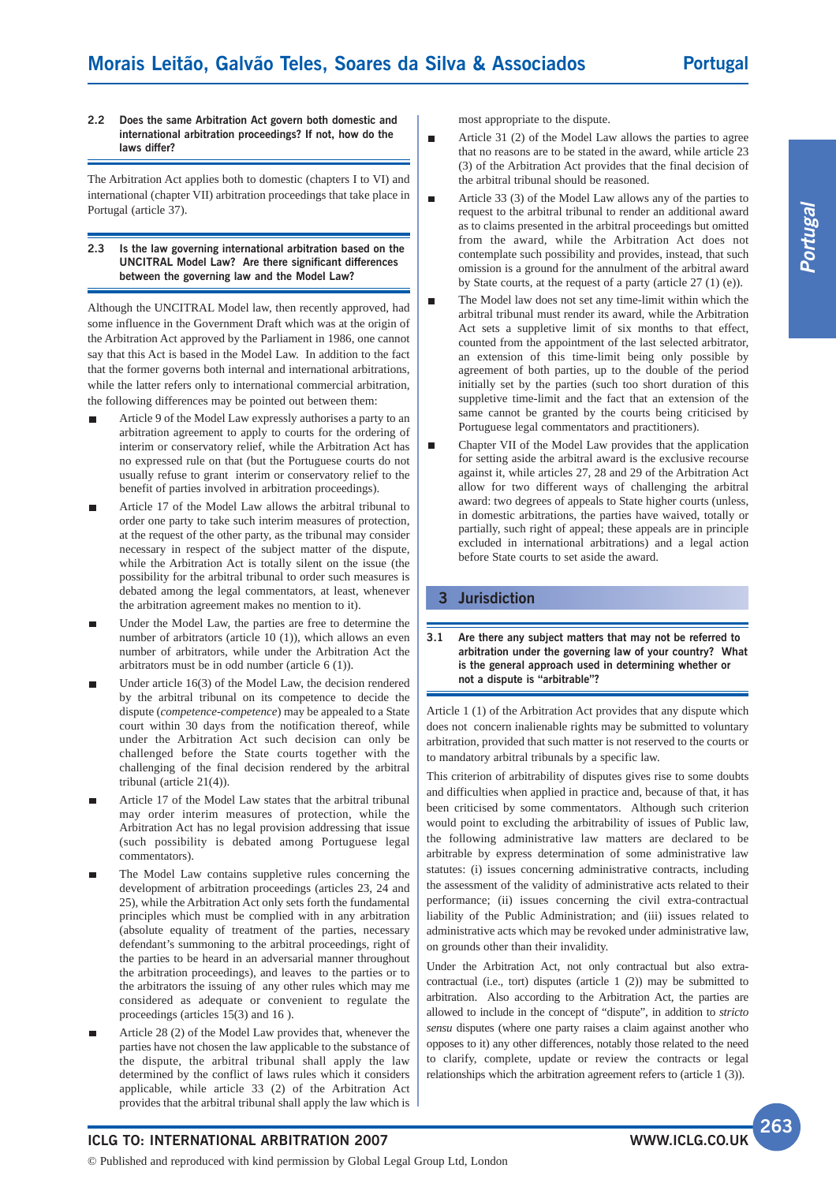### 2.2 Does the same Arbitration Act govern both domestic and international arbitration proceedings? If not, how do the laws differ?

The Arbitration Act applies both to domestic (chapters I to VI) and international (chapter VII) arbitration proceedings that take place in Portugal (article 37).

### 2.3 Is the law governing international arbitration based on the UNCITRAL Model Law? Are there significant differences between the governing law and the Model Law?

Although the UNCITRAL Model law, then recently approved, had some influence in the Government Draft which was at the origin of the Arbitration Act approved by the Parliament in 1986, one cannot say that this Act is based in the Model Law. In addition to the fact that the former governs both internal and international arbitrations, while the latter refers only to international commercial arbitration, the following differences may be pointed out between them:

- Article 9 of the Model Law expressly authorises a party to an arbitration agreement to apply to courts for the ordering of interim or conservatory relief, while the Arbitration Act has no expressed rule on that (but the Portuguese courts do not usually refuse to grant interim or conservatory relief to the benefit of parties involved in arbitration proceedings).
- Article 17 of the Model Law allows the arbitral tribunal to order one party to take such interim measures of protection, at the request of the other party, as the tribunal may consider necessary in respect of the subject matter of the dispute, while the Arbitration Act is totally silent on the issue (the possibility for the arbitral tribunal to order such measures is debated among the legal commentators, at least, whenever the arbitration agreement makes no mention to it).
- Under the Model Law, the parties are free to determine the number of arbitrators (article 10 (1)), which allows an even number of arbitrators, while under the Arbitration Act the arbitrators must be in odd number (article 6 (1)).
- Under article 16(3) of the Model Law, the decision rendered by the arbitral tribunal on its competence to decide the dispute (*competence-competence*) may be appealed to a State court within 30 days from the notification thereof, while under the Arbitration Act such decision can only be challenged before the State courts together with the challenging of the final decision rendered by the arbitral tribunal (article 21(4)).
- Article 17 of the Model Law states that the arbitral tribunal may order interim measures of protection, while the Arbitration Act has no legal provision addressing that issue (such possibility is debated among Portuguese legal commentators).
- The Model Law contains suppletive rules concerning the development of arbitration proceedings (articles 23, 24 and 25), while the Arbitration Act only sets forth the fundamental principles which must be complied with in any arbitration (absolute equality of treatment of the parties, necessary defendant's summoning to the arbitral proceedings, right of the parties to be heard in an adversarial manner throughout the arbitration proceedings), and leaves to the parties or to the arbitrators the issuing of any other rules which may me considered as adequate or convenient to regulate the proceedings (articles 15(3) and 16 ).
- Article 28 (2) of the Model Law provides that, whenever the parties have not chosen the law applicable to the substance of the dispute, the arbitral tribunal shall apply the law determined by the conflict of laws rules which it considers applicable, while article 33 (2) of the Arbitration Act provides that the arbitral tribunal shall apply the law which is most appropriate to the dispute.
- Article 31 (2) of the Model Law allows the parties to agree that no reasons are to be stated in the award, while article 23 (3) of the Arbitration Act provides that the final decision of the arbitral tribunal should be reasoned.
- Article 33 (3) of the Model Law allows any of the parties to request to the arbitral tribunal to render an additional award as to claims presented in the arbitral proceedings but omitted from the award, while the Arbitration Act does not contemplate such possibility and provides, instead, that such omission is a ground for the annulment of the arbitral award by State courts, at the request of a party (article 27 (1) (e)).
- The Model law does not set any time-limit within which the arbitral tribunal must render its award, while the Arbitration Act sets a suppletive limit of six months to that effect, counted from the appointment of the last selected arbitrator, an extension of this time-limit being only possible by agreement of both parties, up to the double of the period initially set by the parties (such too short duration of this suppletive time-limit and the fact that an extension of the same cannot be granted by the courts being criticised by Portuguese legal commentators and practitioners).
- Chapter VII of the Model Law provides that the application for setting aside the arbitral award is the exclusive recourse against it, while articles 27, 28 and 29 of the Arbitration Act allow for two different ways of challenging the arbitral award: two degrees of appeals to State higher courts (unless, in domestic arbitrations, the parties have waived, totally or partially, such right of appeal; these appeals are in principle excluded in international arbitrations) and a legal action before State courts to set aside the award.

## 3 Jurisdiction

### 3.1 Are there any subject matters that may not be referred to arbitration under the governing law of your country? What is the general approach used in determining whether or not a dispute is "arbitrable"?

Article 1 (1) of the Arbitration Act provides that any dispute which does not concern inalienable rights may be submitted to voluntary arbitration, provided that such matter is not reserved to the courts or to mandatory arbitral tribunals by a specific law.

This criterion of arbitrability of disputes gives rise to some doubts and difficulties when applied in practice and, because of that, it has been criticised by some commentators. Although such criterion would point to excluding the arbitrability of issues of Public law, the following administrative law matters are declared to be arbitrable by express determination of some administrative law statutes: (i) issues concerning administrative contracts, including the assessment of the validity of administrative acts related to their performance; (ii) issues concerning the civil extra-contractual liability of the Public Administration; and (iii) issues related to administrative acts which may be revoked under administrative law, on grounds other than their invalidity.

Under the Arbitration Act, not only contractual but also extra-contractual (i.e., tort) disputes (article 1 (2)) may be submitted to arbitration. Also according to the Arbitration Act, the parties are allowed to include in the concept of "dispute", in addition to *stricto sensu* disputes (where one party raises a claim against another who opposes to it) any other differences, notably those related to the need to clarify, complete, update or review the contracts or legal relationships which the arbitration agreement refers to (article 1 (3)).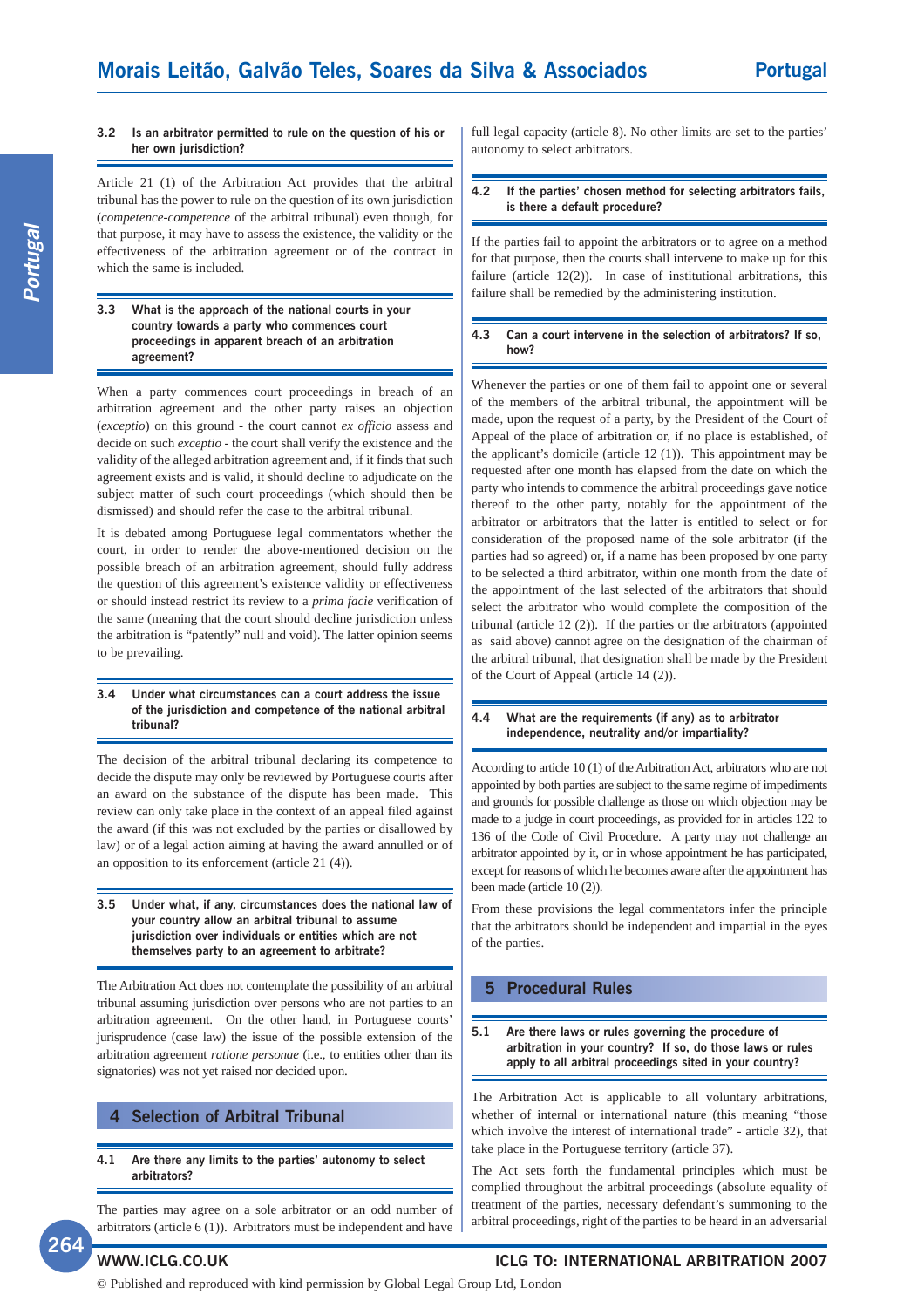### 3.2 Is an arbitrator permitted to rule on the question of his or her own jurisdiction?

Article 21 (1) of the Arbitration Act provides that the arbitral tribunal has the power to rule on the question of its own jurisdiction (*competence-competence* of the arbitral tribunal) even though, for that purpose, it may have to assess the existence, the validity or the effectiveness of the arbitration agreement or of the contract in which the same is included.

### 3.3 What is the approach of the national courts in your country towards a party who commences court proceedings in apparent breach of an arbitration agreement?

When a party commences court proceedings in breach of an arbitration agreement and the other party raises an objection (*exceptio*) on this ground - the court cannot *ex officio* assess and decide on such *exceptio* - the court shall verify the existence and the validity of the alleged arbitration agreement and, if it finds that such agreement exists and is valid, it should decline to adjudicate on the subject matter of such court proceedings (which should then be dismissed) and should refer the case to the arbitral tribunal.

It is debated among Portuguese legal commentators whether the court, in order to render the above-mentioned decision on the possible breach of an arbitration agreement, should fully address the question of this agreement's existence validity or effectiveness or should instead restrict its review to a *prima facie* verification of the same (meaning that the court should decline jurisdiction unless the arbitration is "patently" null and void). The latter opinion seems to be prevailing.

### 3.4 Under what circumstances can a court address the issue of the jurisdiction and competence of the national arbitral tribunal?

The decision of the arbitral tribunal declaring its competence to decide the dispute may only be reviewed by Portuguese courts after an award on the substance of the dispute has been made. This review can only take place in the context of an appeal filed against the award (if this was not excluded by the parties or disallowed by law) or of a legal action aiming at having the award annulled or of an opposition to its enforcement (article 21 (4)).

### 3.5 Under what, if any, circumstances does the national law of your country allow an arbitral tribunal to assume jurisdiction over individuals or entities which are not themselves party to an agreement to arbitrate?

The Arbitration Act does not contemplate the possibility of an arbitral tribunal assuming jurisdiction over persons who are not parties to an arbitration agreement. On the other hand, in Portuguese courts' jurisprudence (case law) the issue of the possible extension of the arbitration agreement *ratione personae* (i.e., to entities other than its signatories) was not yet raised nor decided upon.

## 4 Selection of Arbitral Tribunal

### 4.1 Are there any limits to the parties' autonomy to select arbitrators?

The parties may agree on a sole arbitrator or an odd number of arbitrators (article 6 (1)). Arbitrators must be independent and have full legal capacity (article 8). No other limits are set to the parties' autonomy to select arbitrators.

### 4.2 If the parties' chosen method for selecting arbitrators fails, is there a default procedure?

If the parties fail to appoint the arbitrators or to agree on a method for that purpose, then the courts shall intervene to make up for this failure (article 12(2)). In case of institutional arbitrations, this failure shall be remedied by the administering institution.

### 4.3 Can a court intervene in the selection of arbitrators? If so, how?

Whenever the parties or one of them fail to appoint one or several of the members of the arbitral tribunal, the appointment will be made, upon the request of a party, by the President of the Court of Appeal of the place of arbitration or, if no place is established, of the applicant's domicile (article 12 (1)). This appointment may be requested after one month has elapsed from the date on which the party who intends to commence the arbitral proceedings gave notice thereof to the other party, notably for the appointment of the arbitrator or arbitrators that the latter is entitled to select or for consideration of the proposed name of the sole arbitrator (if the parties had so agreed) or, if a name has been proposed by one party to be selected a third arbitrator, within one month from the date of the appointment of the last selected of the arbitrators that should select the arbitrator who would complete the composition of the tribunal (article 12 (2)). If the parties or the arbitrators (appointed as said above) cannot agree on the designation of the chairman of the arbitral tribunal, that designation shall be made by the President of the Court of Appeal (article 14 (2)).

### 4.4 What are the requirements (if any) as to arbitrator independence, neutrality and/or impartiality?

According to article 10 (1) of the Arbitration Act, arbitrators who are not appointed by both parties are subject to the same regime of impediments and grounds for possible challenge as those on which objection may be made to a judge in court proceedings, as provided for in articles 122 to 136 of the Code of Civil Procedure. A party may not challenge an arbitrator appointed by it, or in whose appointment he has participated, except for reasons of which he becomes aware after the appointment has been made (article 10 (2)).

From these provisions the legal commentators infer the principle that the arbitrators should be independent and impartial in the eyes of the parties.

## 5 Procedural Rules

### 5.1 Are there laws or rules governing the procedure of arbitration in your country? If so, do those laws or rules apply to all arbitral proceedings sited in your country?

The Arbitration Act is applicable to all voluntary arbitrations, whether of internal or international nature (this meaning "those which involve the interest of international trade" - article 32), that take place in the Portuguese territory (article 37).

The Act sets forth the fundamental principles which must be complied throughout the arbitral proceedings (absolute equality of treatment of the parties, necessary defendant's summoning to the arbitral proceedings, right of the parties to be heard in an adversarial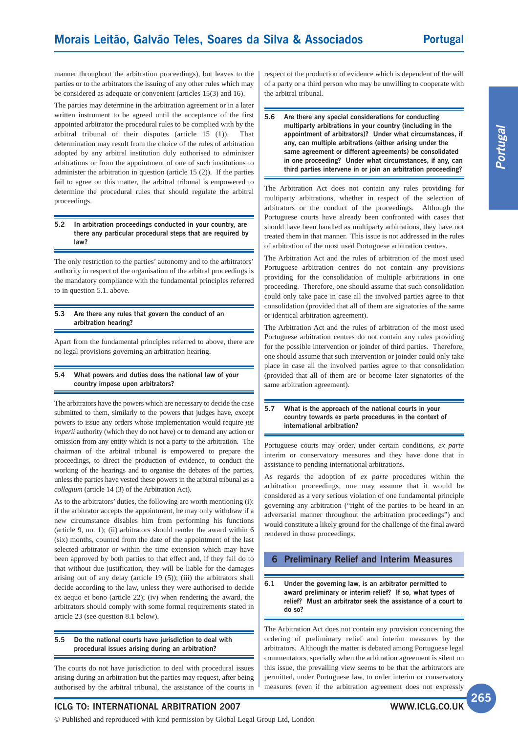manner throughout the arbitration proceedings), but leaves to the parties or to the arbitrators the issuing of any other rules which may be considered as adequate or convenient (articles 15(3) and 16).

The parties may determine in the arbitration agreement or in a later written instrument to be agreed until the acceptance of the first appointed arbitrator the procedural rules to be complied with by the arbitral tribunal of their disputes (article 15 (1)). That determination may result from the choice of the rules of arbitration adopted by any arbitral institution duly authorised to administer arbitrations or from the appointment of one of such institutions to administer the arbitration in question (article 15 (2)). If the parties fail to agree on this matter, the arbitral tribunal is empowered to determine the procedural rules that should regulate the arbitral proceedings.

**5.2 In arbitration proceedings conducted in your country, are there any particular procedural steps that are required by law?**

The only restriction to the parties' autonomy and to the arbitrators' authority in respect of the organisation of the arbitral proceedings is the mandatory compliance with the fundamental principles referred to in question 5.1. above.

**5.3 Are there any rules that govern the conduct of an arbitration hearing?**

Apart from the fundamental principles referred to above, there are no legal provisions governing an arbitration hearing.

**5.4 What powers and duties does the national law of your country impose upon arbitrators?**

The arbitrators have the powers which are necessary to decide the case submitted to them, similarly to the powers that judges have, except powers to issue any orders whose implementation would require *jus imperii* authority (which they do not have) or to demand any action or omission from any entity which is not a party to the arbitration. The chairman of the arbitral tribunal is empowered to prepare the proceedings, to direct the production of evidence, to conduct the working of the hearings and to organise the debates of the parties, unless the parties have vested these powers in the arbitral tribunal as a *collegium* (article 14 (3) of the Arbitration Act).

As to the arbitrators' duties, the following are worth mentioning (i): if the arbitrator accepts the appointment, he may only withdraw if a new circumstance disables him from performing his functions (article 9, no. 1); (ii) arbitrators should render the award within 6 (six) months, counted from the date of the appointment of the last selected arbitrator or within the time extension which may have been approved by both parties to that effect and, if they fail do to that without due justification, they will be liable for the damages arising out of any delay (article 19 (5)); (iii) the arbitrators shall decide according to the law, unless they were authorised to decide ex aequo et bono (article 22); (iv) when rendering the award, the arbitrators should comply with some formal requirements stated in article 23 (see question 8.1 below).

**5.5 Do the national courts have jurisdiction to deal with procedural issues arising during an arbitration?**

The courts do not have jurisdiction to deal with procedural issues arising during an arbitration but the parties may request, after being authorised by the arbitral tribunal, the assistance of the courts in respect of the production of evidence which is dependent of the will of a party or a third person who may be unwilling to cooperate with the arbitral tribunal.

**5.6 Are there any special considerations for conducting multiparty arbitrations in your country (including in the appointment of arbitrators)? Under what circumstances, if any, can multiple arbitrations (either arising under the same agreement or different agreements) be consolidated in one proceeding? Under what circumstances, if any, can third parties intervene in or join an arbitration proceeding?**

The Arbitration Act does not contain any rules providing for multiparty arbitrations, whether in respect of the selection of arbitrators or the conduct of the proceedings. Although the Portuguese courts have already been confronted with cases that should have been handled as multiparty arbitrations, they have not treated them in that manner. This issue is not addressed in the rules of arbitration of the most used Portuguese arbitration centres.

The Arbitration Act and the rules of arbitration of the most used Portuguese arbitration centres do not contain any provisions providing for the consolidation of multiple arbitrations in one proceeding. Therefore, one should assume that such consolidation could only take pace in case all the involved parties agree to that consolidation (provided that all of them are signatories of the same or identical arbitration agreement).

The Arbitration Act and the rules of arbitration of the most used Portuguese arbitration centres do not contain any rules providing for the possible intervention or joinder of third parties. Therefore, one should assume that such intervention or joinder could only take place in case all the involved parties agree to that consolidation (provided that all of them are or become later signatories of the same arbitration agreement).

**5.7 What is the approach of the national courts in your country towards ex parte procedures in the context of international arbitration?**

Portuguese courts may order, under certain conditions, *ex parte* interim or conservatory measures and they have done that in assistance to pending international arbitrations.

As regards the adoption of *ex parte* procedures within the arbitration proceedings, one may assume that it would be considered as a very serious violation of one fundamental principle governing any arbitration ("right of the parties to be heard in an adversarial manner throughout the arbitration proceedings") and would constitute a likely ground for the challenge of the final award rendered in those proceedings.

## 6 Preliminary Relief and Interim Measures

**6.1 Under the governing law, is an arbitrator permitted to award preliminary or interim relief? If so, what types of relief? Must an arbitrator seek the assistance of a court to do so?**

The Arbitration Act does not contain any provision concerning the ordering of preliminary relief and interim measures by the arbitrators. Although the matter is debated among Portuguese legal commentators, specially when the arbitration agreement is silent on this issue, the prevailing view seems to be that the arbitrators are permitted, under Portuguese law, to order interim or conservatory measures (even if the arbitration agreement does not expressly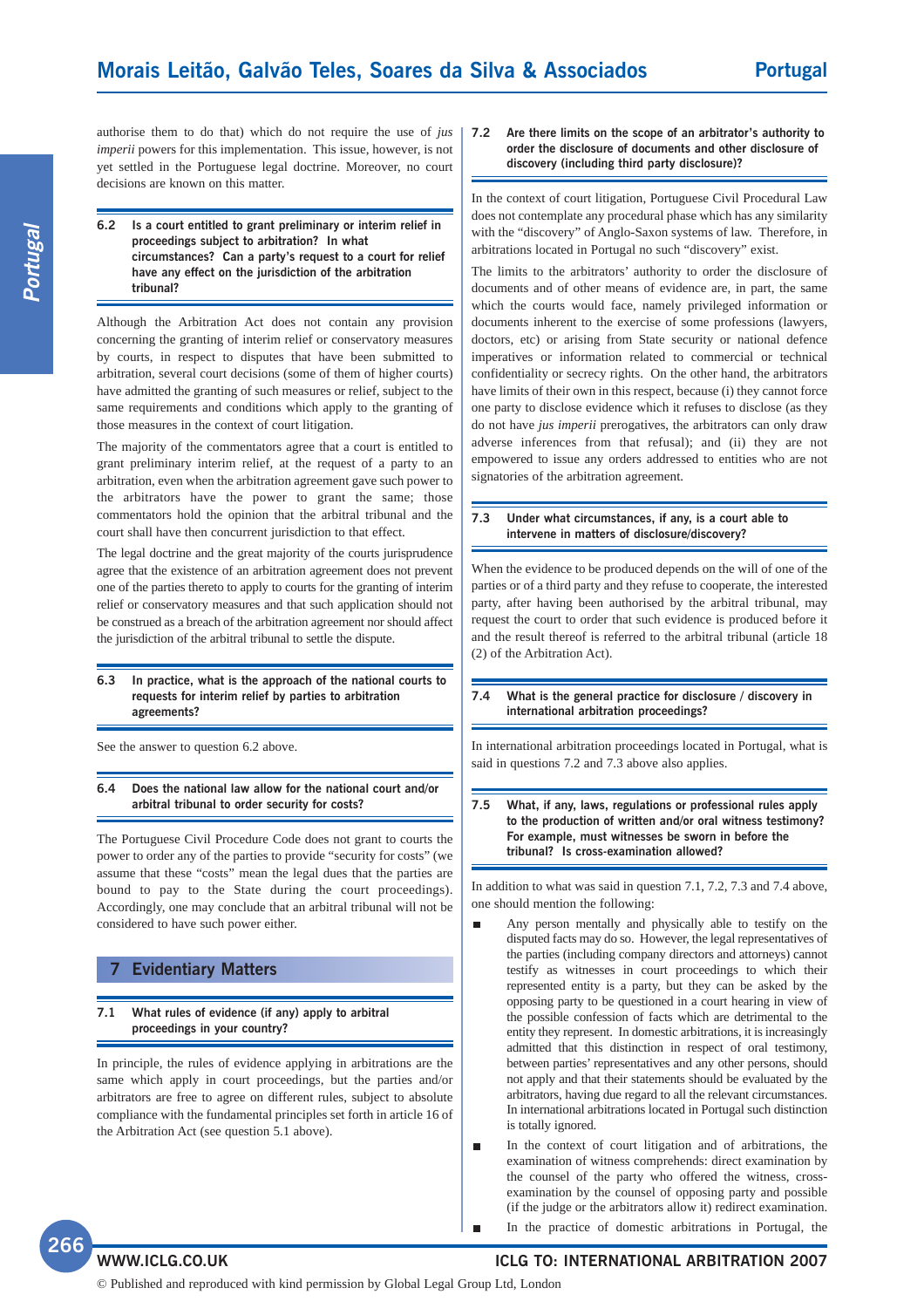authorise them to do that) which do not require the use of *jus imperii* powers for this implementation. This issue, however, is not yet settled in the Portuguese legal doctrine. Moreover, no court decisions are known on this matter.

### 6.2 Is a court entitled to grant preliminary or interim relief in proceedings subject to arbitration? In what circumstances? Can a party's request to a court for relief have any effect on the jurisdiction of the arbitration tribunal?

Although the Arbitration Act does not contain any provision concerning the granting of interim relief or conservatory measures by courts, in respect to disputes that have been submitted to arbitration, several court decisions (some of them of higher courts) have admitted the granting of such measures or relief, subject to the same requirements and conditions which apply to the granting of those measures in the context of court litigation.

The majority of the commentators agree that a court is entitled to grant preliminary interim relief, at the request of a party to an arbitration, even when the arbitration agreement gave such power to the arbitrators have the power to grant the same; those commentators hold the opinion that the arbitral tribunal and the court shall have then concurrent jurisdiction to that effect.

The legal doctrine and the great majority of the courts jurisprudence agree that the existence of an arbitration agreement does not prevent one of the parties thereto to apply to courts for the granting of interim relief or conservatory measures and that such application should not be construed as a breach of the arbitration agreement nor should affect the jurisdiction of the arbitral tribunal to settle the dispute.

### 6.3 In practice, what is the approach of the national courts to requests for interim relief by parties to arbitration agreements?

See the answer to question 6.2 above.

### 6.4 Does the national law allow for the national court and/or arbitral tribunal to order security for costs?

The Portuguese Civil Procedure Code does not grant to courts the power to order any of the parties to provide "security for costs" (we assume that these "costs" mean the legal dues that the parties are bound to pay to the State during the court proceedings). Accordingly, one may conclude that an arbitral tribunal will not be considered to have such power either.

## 7 Evidentiary Matters

### 7.1 What rules of evidence (if any) apply to arbitral proceedings in your country?

In principle, the rules of evidence applying in arbitrations are the same which apply in court proceedings, but the parties and/or arbitrators are free to agree on different rules, subject to absolute compliance with the fundamental principles set forth in article 16 of the Arbitration Act (see question 5.1 above).

### 7.2 Are there limits on the scope of an arbitrator's authority to order the disclosure of documents and other disclosure of discovery (including third party disclosure)?

In the context of court litigation, Portuguese Civil Procedural Law does not contemplate any procedural phase which has any similarity with the "discovery" of Anglo-Saxon systems of law. Therefore, in arbitrations located in Portugal no such "discovery" exist.

The limits to the arbitrators' authority to order the disclosure of documents and of other means of evidence are, in part, the same which the courts would face, namely privileged information or documents inherent to the exercise of some professions (lawyers, doctors, etc) or arising from State security or national defence imperatives or information related to commercial or technical confidentiality or secrecy rights. On the other hand, the arbitrators have limits of their own in this respect, because (i) they cannot force one party to disclose evidence which it refuses to disclose (as they do not have *jus imperii* prerogatives, the arbitrators can only draw adverse inferences from that refusal); and (ii) they are not empowered to issue any orders addressed to entities who are not signatories of the arbitration agreement.

### 7.3 Under what circumstances, if any, is a court able to intervene in matters of disclosure/discovery?

When the evidence to be produced depends on the will of one of the parties or of a third party and they refuse to cooperate, the interested party, after having been authorised by the arbitral tribunal, may request the court to order that such evidence is produced before it and the result thereof is referred to the arbitral tribunal (article 18 (2) of the Arbitration Act).

### 7.4 What is the general practice for disclosure / discovery in international arbitration proceedings?

In international arbitration proceedings located in Portugal, what is said in questions 7.2 and 7.3 above also applies.

### 7.5 What, if any, laws, regulations or professional rules apply to the production of written and/or oral witness testimony? For example, must witnesses be sworn in before the tribunal? Is cross-examination allowed?

In addition to what was said in question 7.1, 7.2, 7.3 and 7.4 above, one should mention the following:

- Any person mentally and physically able to testify on the disputed facts may do so. However, the legal representatives of the parties (including company directors and attorneys) cannot testify as witnesses in court proceedings to which their represented entity is a party, but they can be asked by the opposing party to be questioned in a court hearing in view of the possible confession of facts which are detrimental to the entity they represent. In domestic arbitrations, it is increasingly admitted that this distinction in respect of oral testimony, between parties' representatives and any other persons, should not apply and that their statements should be evaluated by the arbitrators, having due regard to all the relevant circumstances. In international arbitrations located in Portugal such distinction is totally ignored.
- In the context of court litigation and of arbitrations, the examination of witness comprehends: direct examination by the counsel of the party who offered the witness, cross-examination by the counsel of opposing party and possible (if the judge or the arbitrators allow it) redirect examination.
- In the practice of domestic arbitrations in Portugal, the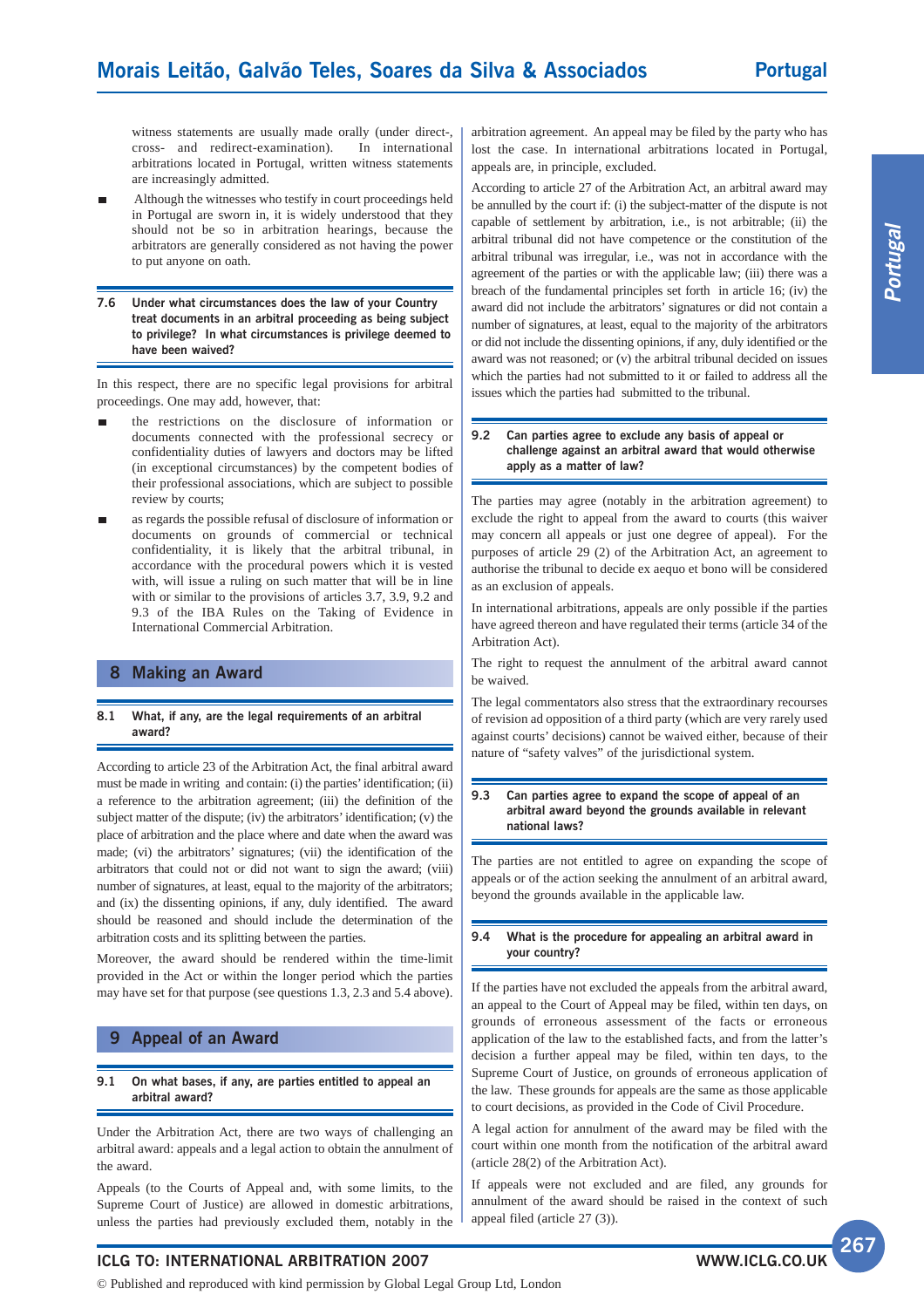witness statements are usually made orally (under direct-, cross- and redirect-examination). In international arbitrations located in Portugal, written witness statements are increasingly admitted.

- Although the witnesses who testify in court proceedings held in Portugal are sworn in, it is widely understood that they should not be so in arbitration hearings, because the arbitrators are generally considered as not having the power to put anyone on oath.

### 7.6 Under what circumstances does the law of your Country treat documents in an arbitral proceeding as being subject to privilege? In what circumstances is privilege deemed to have been waived?

In this respect, there are no specific legal provisions for arbitral proceedings. One may add, however, that:

- the restrictions on the disclosure of information or documents connected with the professional secrecy or confidentiality duties of lawyers and doctors may be lifted (in exceptional circumstances) by the competent bodies of their professional associations, which are subject to possible review by courts;
- as regards the possible refusal of disclosure of information or documents on grounds of commercial or technical confidentiality, it is likely that the arbitral tribunal, in accordance with the procedural powers which it is vested with, will issue a ruling on such matter that will be in line with or similar to the provisions of articles 3.7, 3.9, 9.2 and 9.3 of the IBA Rules on the Taking of Evidence in International Commercial Arbitration.

## 8 Making an Award

### 8.1 What, if any, are the legal requirements of an arbitral award?

According to article 23 of the Arbitration Act, the final arbitral award must be made in writing and contain: (i) the parties' identification; (ii) a reference to the arbitration agreement; (iii) the definition of the subject matter of the dispute; (iv) the arbitrators' identification; (v) the place of arbitration and the place where and date when the award was made; (vi) the arbitrators' signatures; (vii) the identification of the arbitrators that could not or did not want to sign the award; (viii) number of signatures, at least, equal to the majority of the arbitrators; and (ix) the dissenting opinions, if any, duly identified. The award should be reasoned and should include the determination of the arbitration costs and its splitting between the parties.

Moreover, the award should be rendered within the time-limit provided in the Act or within the longer period which the parties may have set for that purpose (see questions 1.3, 2.3 and 5.4 above).

## 9 Appeal of an Award

### 9.1 On what bases, if any, are parties entitled to appeal an arbitral award?

Under the Arbitration Act, there are two ways of challenging an arbitral award: appeals and a legal action to obtain the annulment of the award.

Appeals (to the Courts of Appeal and, with some limits, to the Supreme Court of Justice) are allowed in domestic arbitrations, unless the parties had previously excluded them, notably in the arbitration agreement. An appeal may be filed by the party who has lost the case. In international arbitrations located in Portugal, appeals are, in principle, excluded.

According to article 27 of the Arbitration Act, an arbitral award may be annulled by the court if: (i) the subject-matter of the dispute is not capable of settlement by arbitration, i.e., is not arbitrable; (ii) the arbitral tribunal did not have competence or the constitution of the arbitral tribunal was irregular, i.e., was not in accordance with the agreement of the parties or with the applicable law; (iii) there was a breach of the fundamental principles set forth in article 16; (iv) the award did not include the arbitrators' signatures or did not contain a number of signatures, at least, equal to the majority of the arbitrators or did not include the dissenting opinions, if any, duly identified or the award was not reasoned; or (v) the arbitral tribunal decided on issues which the parties had not submitted to it or failed to address all the issues which the parties had submitted to the tribunal.

### 9.2 Can parties agree to exclude any basis of appeal or challenge against an arbitral award that would otherwise apply as a matter of law?

The parties may agree (notably in the arbitration agreement) to exclude the right to appeal from the award to courts (this waiver may concern all appeals or just one degree of appeal). For the purposes of article 29 (2) of the Arbitration Act, an agreement to authorise the tribunal to decide ex aequo et bono will be considered as an exclusion of appeals.

In international arbitrations, appeals are only possible if the parties have agreed thereon and have regulated their terms (article 34 of the Arbitration Act).

The right to request the annulment of the arbitral award cannot be waived.

The legal commentators also stress that the extraordinary recourses of revision ad opposition of a third party (which are very rarely used against courts' decisions) cannot be waived either, because of their nature of "safety valves" of the jurisdictional system.

### 9.3 Can parties agree to expand the scope of appeal of an arbitral award beyond the grounds available in relevant national laws?

The parties are not entitled to agree on expanding the scope of appeals or of the action seeking the annulment of an arbitral award, beyond the grounds available in the applicable law.

### 9.4 What is the procedure for appealing an arbitral award in your country?

If the parties have not excluded the appeals from the arbitral award, an appeal to the Court of Appeal may be filed, within ten days, on grounds of erroneous assessment of the facts or erroneous application of the law to the established facts, and from the latter's decision a further appeal may be filed, within ten days, to the Supreme Court of Justice, on grounds of erroneous application of the law. These grounds for appeals are the same as those applicable to court decisions, as provided in the Code of Civil Procedure.

A legal action for annulment of the award may be filed with the court within one month from the notification of the arbitral award (article 28(2) of the Arbitration Act).

If appeals were not excluded and are filed, any grounds for annulment of the award should be raised in the context of such appeal filed (article 27 (3)).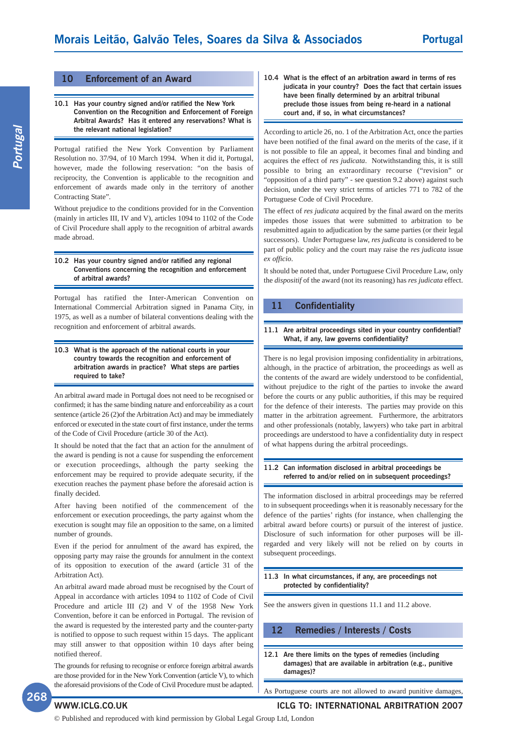## 10 Enforcement of an Award

### 10.1 Has your country signed and/or ratified the New York Convention on the Recognition and Enforcement of Foreign Arbitral Awards? Has it entered any reservations? What is the relevant national legislation?

Portugal ratified the New York Convention by Parliament Resolution no. 37/94, of 10 March 1994. When it did it, Portugal, however, made the following reservation: "on the basis of reciprocity, the Convention is applicable to the recognition and enforcement of awards made only in the territory of another Contracting State".

Without prejudice to the conditions provided for in the Convention (mainly in articles III, IV and V), articles 1094 to 1102 of the Code of Civil Procedure shall apply to the recognition of arbitral awards made abroad.

### 10.2 Has your country signed and/or ratified any regional Conventions concerning the recognition and enforcement of arbitral awards?

Portugal has ratified the Inter-American Convention on International Commercial Arbitration signed in Panama City, in 1975, as well as a number of bilateral conventions dealing with the recognition and enforcement of arbitral awards.

### 10.3 What is the approach of the national courts in your country towards the recognition and enforcement of arbitration awards in practice? What steps are parties required to take?

An arbitral award made in Portugal does not need to be recognised or confirmed; it has the same binding nature and enforceability as a court sentence (article 26 (2)of the Arbitration Act) and may be immediately enforced or executed in the state court of first instance, under the terms of the Code of Civil Procedure (article 30 of the Act).

It should be noted that the fact that an action for the annulment of the award is pending is not a cause for suspending the enforcement or execution proceedings, although the party seeking the enforcement may be required to provide adequate security, if the execution reaches the payment phase before the aforesaid action is finally decided.

After having been notified of the commencement of the enforcement or execution proceedings, the party against whom the execution is sought may file an opposition to the same, on a limited number of grounds.

Even if the period for annulment of the award has expired, the opposing party may raise the grounds for annulment in the context of its opposition to execution of the award (article 31 of the Arbitration Act).

An arbitral award made abroad must be recognised by the Court of Appeal in accordance with articles 1094 to 1102 of Code of Civil Procedure and article III (2) and V of the 1958 New York Convention, before it can be enforced in Portugal. The revision of the award is requested by the interested party and the counter-party is notified to oppose to such request within 15 days. The applicant may still answer to that opposition within 10 days after being notified thereof.

The grounds for refusing to recognise or enforce foreign arbitral awards are those provided for in the New York Convention (article V), to which the aforesaid provisions of the Code of Civil Procedure must be adapted.

### 10.4 What is the effect of an arbitration award in terms of res judicata in your country? Does the fact that certain issues have been finally determined by an arbitral tribunal preclude those issues from being re-heard in a national court and, if so, in what circumstances?

According to article 26, no. 1 of the Arbitration Act, once the parties have been notified of the final award on the merits of the case, if it is not possible to file an appeal, it becomes final and binding and acquires the effect of *res judicata*. Notwithstanding this, it is still possible to bring an extraordinary recourse ("revision" or "opposition of a third party" - see question 9.2 above) against such decision, under the very strict terms of articles 771 to 782 of the Portuguese Code of Civil Procedure.

The effect of *res judicata* acquired by the final award on the merits impedes those issues that were submitted to arbitration to be resubmitted again to adjudication by the same parties (or their legal successors). Under Portuguese law, *res judicata* is considered to be part of public policy and the court may raise the *res judicata* issue *ex officio*.

It should be noted that, under Portuguese Civil Procedure Law, only the *dispositif* of the award (not its reasoning) has *res judicata* effect.

## 11 Confidentiality

### 11.1 Are arbitral proceedings sited in your country confidential? What, if any, law governs confidentiality?

There is no legal provision imposing confidentiality in arbitrations, although, in the practice of arbitration, the proceedings as well as the contents of the award are widely understood to be confidential, without prejudice to the right of the parties to invoke the award before the courts or any public authorities, if this may be required for the defence of their interests. The parties may provide on this matter in the arbitration agreement. Furthermore, the arbitrators and other professionals (notably, lawyers) who take part in arbitral proceedings are understood to have a confidentiality duty in respect of what happens during the arbitral proceedings.

### 11.2 Can information disclosed in arbitral proceedings be referred to and/or relied on in subsequent proceedings?

The information disclosed in arbitral proceedings may be referred to in subsequent proceedings when it is reasonably necessary for the defence of the parties' rights (for instance, when challenging the arbitral award before courts) or pursuit of the interest of justice. Disclosure of such information for other purposes will be ill-regarded and very likely will not be relied on by courts in subsequent proceedings.

### 11.3 In what circumstances, if any, are proceedings not protected by confidentiality?

See the answers given in questions 11.1 and 11.2 above.

## 12 Remedies / Interests / Costs

### 12.1 Are there limits on the types of remedies (including damages) that are available in arbitration (e.g., punitive damages)?

As Portuguese courts are not allowed to award punitive damages,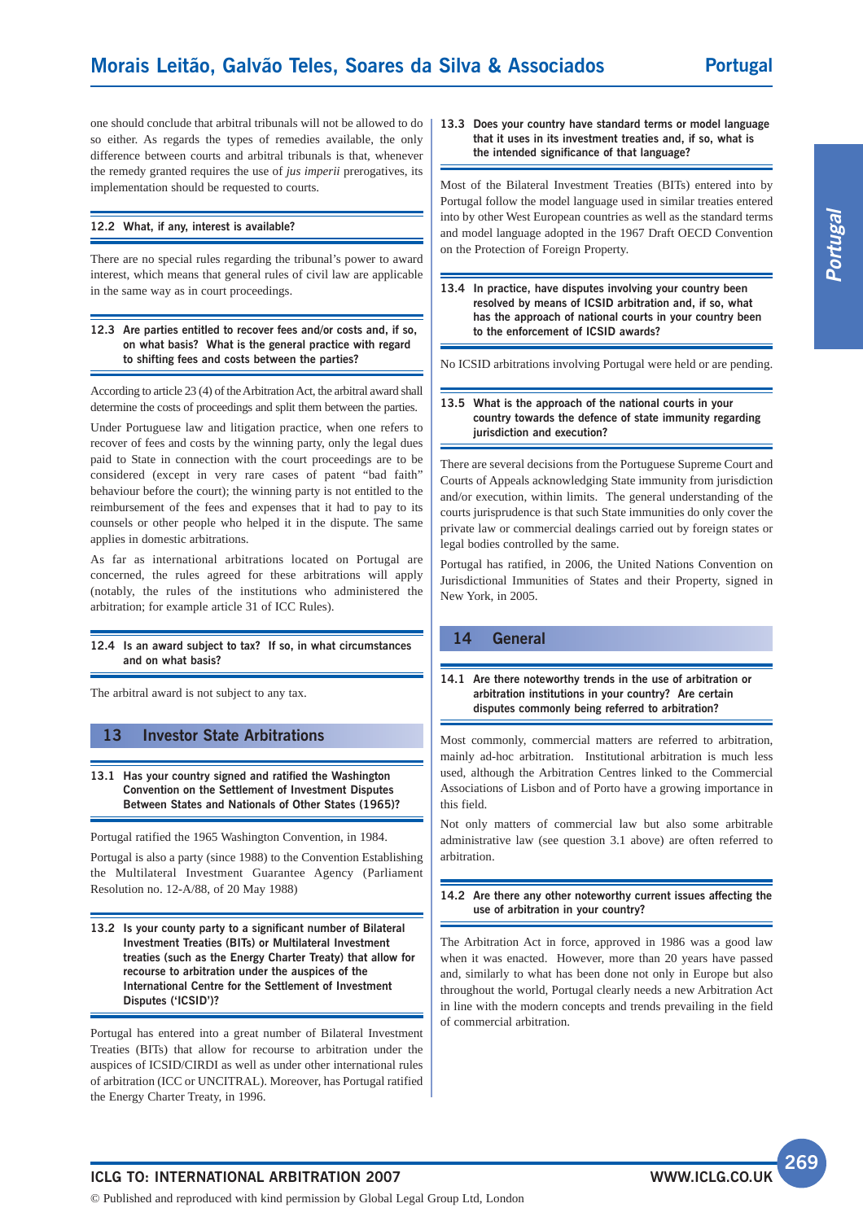one should conclude that arbitral tribunals will not be allowed to do so either. As regards the types of remedies available, the only difference between courts and arbitral tribunals is that, whenever the remedy granted requires the use of *jus imperii* prerogatives, its implementation should be requested to courts.

### 12.2 What, if any, interest is available?

There are no special rules regarding the tribunal's power to award interest, which means that general rules of civil law are applicable in the same way as in court proceedings.

### 12.3 Are parties entitled to recover fees and/or costs and, if so, on what basis? What is the general practice with regard to shifting fees and costs between the parties?

According to article 23 (4) of the Arbitration Act, the arbitral award shall determine the costs of proceedings and split them between the parties.

Under Portuguese law and litigation practice, when one refers to recover of fees and costs by the winning party, only the legal dues paid to State in connection with the court proceedings are to be considered (except in very rare cases of patent "bad faith" behaviour before the court); the winning party is not entitled to the reimbursement of the fees and expenses that it had to pay to its counsels or other people who helped it in the dispute. The same applies in domestic arbitrations.

As far as international arbitrations located on Portugal are concerned, the rules agreed for these arbitrations will apply (notably, the rules of the institutions who administered the arbitration; for example article 31 of ICC Rules).

### 12.4 Is an award subject to tax? If so, in what circumstances and on what basis?

The arbitral award is not subject to any tax.

## 13 Investor State Arbitrations

### 13.1 Has your country signed and ratified the Washington Convention on the Settlement of Investment Disputes Between States and Nationals of Other States (1965)?

Portugal ratified the 1965 Washington Convention, in 1984.

Portugal is also a party (since 1988) to the Convention Establishing the Multilateral Investment Guarantee Agency (Parliament Resolution no. 12-A/88, of 20 May 1988)

### 13.2 Is your county party to a significant number of Bilateral Investment Treaties (BITs) or Multilateral Investment treaties (such as the Energy Charter Treaty) that allow for recourse to arbitration under the auspices of the International Centre for the Settlement of Investment Disputes ('ICSID')?

Portugal has entered into a great number of Bilateral Investment Treaties (BITs) that allow for recourse to arbitration under the auspices of ICSID/CIRDI as well as under other international rules of arbitration (ICC or UNCITRAL). Moreover, has Portugal ratified the Energy Charter Treaty, in 1996.

### 13.3 Does your country have standard terms or model language that it uses in its investment treaties and, if so, what is the intended significance of that language?

Most of the Bilateral Investment Treaties (BITs) entered into by Portugal follow the model language used in similar treaties entered into by other West European countries as well as the standard terms and model language adopted in the 1967 Draft OECD Convention on the Protection of Foreign Property.

### 13.4 In practice, have disputes involving your country been resolved by means of ICSID arbitration and, if so, what has the approach of national courts in your country been to the enforcement of ICSID awards?

No ICSID arbitrations involving Portugal were held or are pending.

### 13.5 What is the approach of the national courts in your country towards the defence of state immunity regarding jurisdiction and execution?

There are several decisions from the Portuguese Supreme Court and Courts of Appeals acknowledging State immunity from jurisdiction and/or execution, within limits. The general understanding of the courts jurisprudence is that such State immunities do only cover the private law or commercial dealings carried out by foreign states or legal bodies controlled by the same.

Portugal has ratified, in 2006, the United Nations Convention on Jurisdictional Immunities of States and their Property, signed in New York, in 2005.

## 14 General

### 14.1 Are there noteworthy trends in the use of arbitration or arbitration institutions in your country? Are certain disputes commonly being referred to arbitration?

Most commonly, commercial matters are referred to arbitration, mainly ad-hoc arbitration. Institutional arbitration is much less used, although the Arbitration Centres linked to the Commercial Associations of Lisbon and of Porto have a growing importance in this field.

Not only matters of commercial law but also some arbitrable administrative law (see question 3.1 above) are often referred to arbitration.

### 14.2 Are there any other noteworthy current issues affecting the use of arbitration in your country?

The Arbitration Act in force, approved in 1986 was a good law when it was enacted. However, more than 20 years have passed and, similarly to what has been done not only in Europe but also throughout the world, Portugal clearly needs a new Arbitration Act in line with the modern concepts and trends prevailing in the field of commercial arbitration.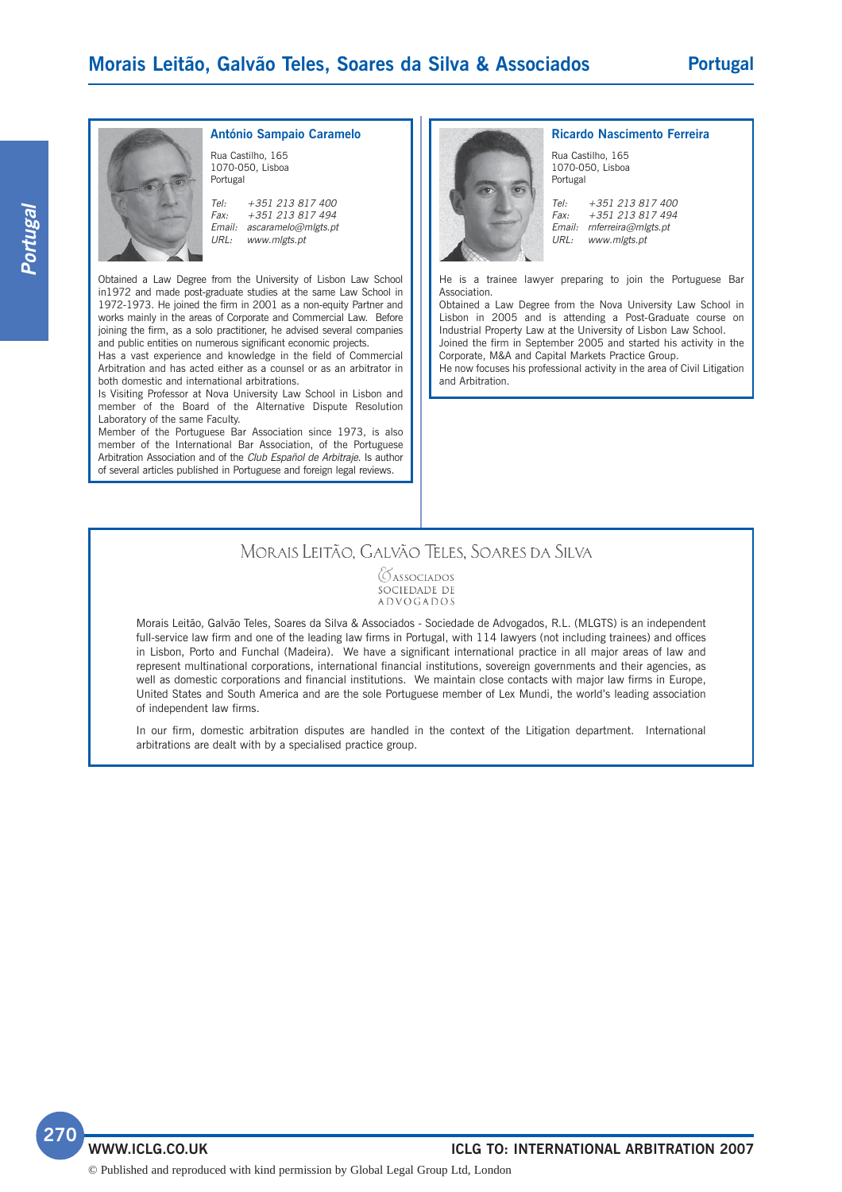### António Sampaio Caramelo

Rua Castilho, 165
1070-050, Lisboa
Portugal

*Tel: +351 213 817 400*
*Fax: +351 213 817 494*
*Email: ascaramelo@mlgts.pt*
*URL: www.mlgts.pt*

Obtained a Law Degree from the University of Lisbon Law School in1972 and made post-graduate studies at the same Law School in 1972-1973. He joined the firm in 2001 as a non-equity Partner and works mainly in the areas of Corporate and Commercial Law. Before joining the firm, as a solo practitioner, he advised several companies and public entities on numerous significant economic projects.

Has a vast experience and knowledge in the field of Commercial Arbitration and has acted either as a counsel or as an arbitrator in both domestic and international arbitrations.

Is Visiting Professor at Nova University Law School in Lisbon and member of the Board of the Alternative Dispute Resolution Laboratory of the same Faculty.

Member of the Portuguese Bar Association since 1973, is also member of the International Bar Association, of the Portuguese Arbitration Association and of the *Club Español de Arbitraje*. Is author of several articles published in Portuguese and foreign legal reviews.

### Ricardo Nascimento Ferreira

Rua Castilho, 165
1070-050, Lisboa
Portugal

*Tel: +351 213 817 400*
*Fax: +351 213 817 494*
*Email: rnferreira@mlgts.pt*
*URL: www.mlgts.pt*

He is a trainee lawyer preparing to join the Portuguese Bar Association.

Obtained a Law Degree from the Nova University Law School in Lisbon in 2005 and is attending a Post-Graduate course on Industrial Property Law at the University of Lisbon Law School.

Joined the firm in September 2005 and started his activity in the Corporate, M&A and Capital Markets Practice Group.

He now focuses his professional activity in the area of Civil Litigation and Arbitration.

## Morais Leitão, Galvão Teles, Soares da Silva

& Associados
Sociedade de Advogados

Morais Leitão, Galvão Teles, Soares da Silva & Associados - Sociedade de Advogados, R.L. (MLGTS) is an independent full-service law firm and one of the leading law firms in Portugal, with 114 lawyers (not including trainees) and offices in Lisbon, Porto and Funchal (Madeira). We have a significant international practice in all major areas of law and represent multinational corporations, international financial institutions, sovereign governments and their agencies, as well as domestic corporations and financial institutions. We maintain close contacts with major law firms in Europe, United States and South America and are the sole Portuguese member of Lex Mundi, the world's leading association of independent law firms.

In our firm, domestic arbitration disputes are handled in the context of the Litigation department. International arbitrations are dealt with by a specialised practice group.

© Published and reproduced with kind permission by Global Legal Group Ltd, London